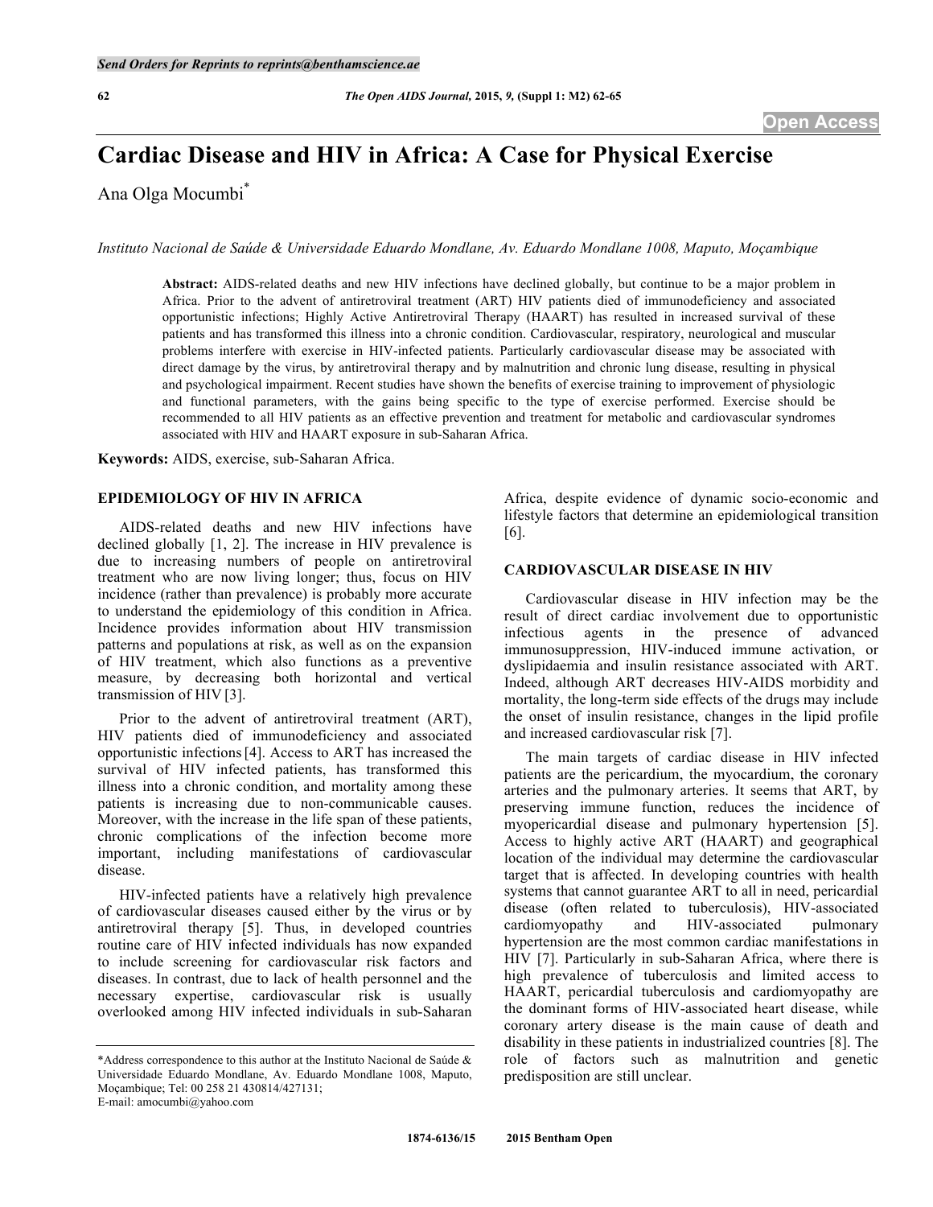# Cardiac Disease and HIV in Africa: A Case for Physical Exercise

Ana Olga Mocumbi*

*Instituto Nacional de Saúde & Universidade Eduardo Mondlane, Av. Eduardo Mondlane 1008, Maputo, Moçambique*

**Abstract:** AIDS-related deaths and new HIV infections have declined globally, but continue to be a major problem in Africa. Prior to the advent of antiretroviral treatment (ART) HIV patients died of immunodeficiency and associated opportunistic infections; Highly Active Antiretroviral Therapy (HAART) has resulted in increased survival of these patients and has transformed this illness into a chronic condition. Cardiovascular, respiratory, neurological and muscular problems interfere with exercise in HIV-infected patients. Particularly cardiovascular disease may be associated with direct damage by the virus, by antiretroviral therapy and by malnutrition and chronic lung disease, resulting in physical and psychological impairment. Recent studies have shown the benefits of exercise training to improvement of physiologic and functional parameters, with the gains being specific to the type of exercise performed. Exercise should be recommended to all HIV patients as an effective prevention and treatment for metabolic and cardiovascular syndromes associated with HIV and HAART exposure in sub-Saharan Africa.

**Keywords:** AIDS, exercise, sub-Saharan Africa.

## EPIDEMIOLOGY OF HIV IN AFRICA

AIDS-related deaths and new HIV infections have declined globally [1, 2]. The increase in HIV prevalence is due to increasing numbers of people on antiretroviral treatment who are now living longer; thus, focus on HIV incidence (rather than prevalence) is probably more accurate to understand the epidemiology of this condition in Africa. Incidence provides information about HIV transmission patterns and populations at risk, as well as on the expansion of HIV treatment, which also functions as a preventive measure, by decreasing both horizontal and vertical transmission of HIV [3].

Prior to the advent of antiretroviral treatment (ART), HIV patients died of immunodeficiency and associated opportunistic infections [4]. Access to ART has increased the survival of HIV infected patients, has transformed this illness into a chronic condition, and mortality among these patients is increasing due to non-communicable causes. Moreover, with the increase in the life span of these patients, chronic complications of the infection become more important, including manifestations of cardiovascular disease.

HIV-infected patients have a relatively high prevalence of cardiovascular diseases caused either by the virus or by antiretroviral therapy [5]. Thus, in developed countries routine care of HIV infected individuals has now expanded to include screening for cardiovascular risk factors and diseases. In contrast, due to lack of health personnel and the necessary expertise, cardiovascular risk is usually overlooked among HIV infected individuals in sub-Saharan Africa, despite evidence of dynamic socio-economic and lifestyle factors that determine an epidemiological transition [6].

## CARDIOVASCULAR DISEASE IN HIV

Cardiovascular disease in HIV infection may be the result of direct cardiac involvement due to opportunistic infectious agents in the presence of advanced immunosuppression, HIV-induced immune activation, or dyslipidaemia and insulin resistance associated with ART. Indeed, although ART decreases HIV-AIDS morbidity and mortality, the long-term side effects of the drugs may include the onset of insulin resistance, changes in the lipid profile and increased cardiovascular risk [7].

The main targets of cardiac disease in HIV infected patients are the pericardium, the myocardium, the coronary arteries and the pulmonary arteries. It seems that ART, by preserving immune function, reduces the incidence of myopericardial disease and pulmonary hypertension [5]. Access to highly active ART (HAART) and geographical location of the individual may determine the cardiovascular target that is affected. In developing countries with health systems that cannot guarantee ART to all in need, pericardial disease (often related to tuberculosis), HIV-associated cardiomyopathy and HIV-associated pulmonary hypertension are the most common cardiac manifestations in HIV [7]. Particularly in sub-Saharan Africa, where there is high prevalence of tuberculosis and limited access to HAART, pericardial tuberculosis and cardiomyopathy are the dominant forms of HIV-associated heart disease, while coronary artery disease is the main cause of death and disability in these patients in industrialized countries [8]. The role of factors such as malnutrition and genetic predisposition are still unclear.

*Address correspondence to this author at the Instituto Nacional de Saúde & Universidade Eduardo Mondlane, Av. Eduardo Mondlane 1008, Maputo, Moçambique; Tel: 00 258 21 430814/427131; E-mail: amocumbi@yahoo.com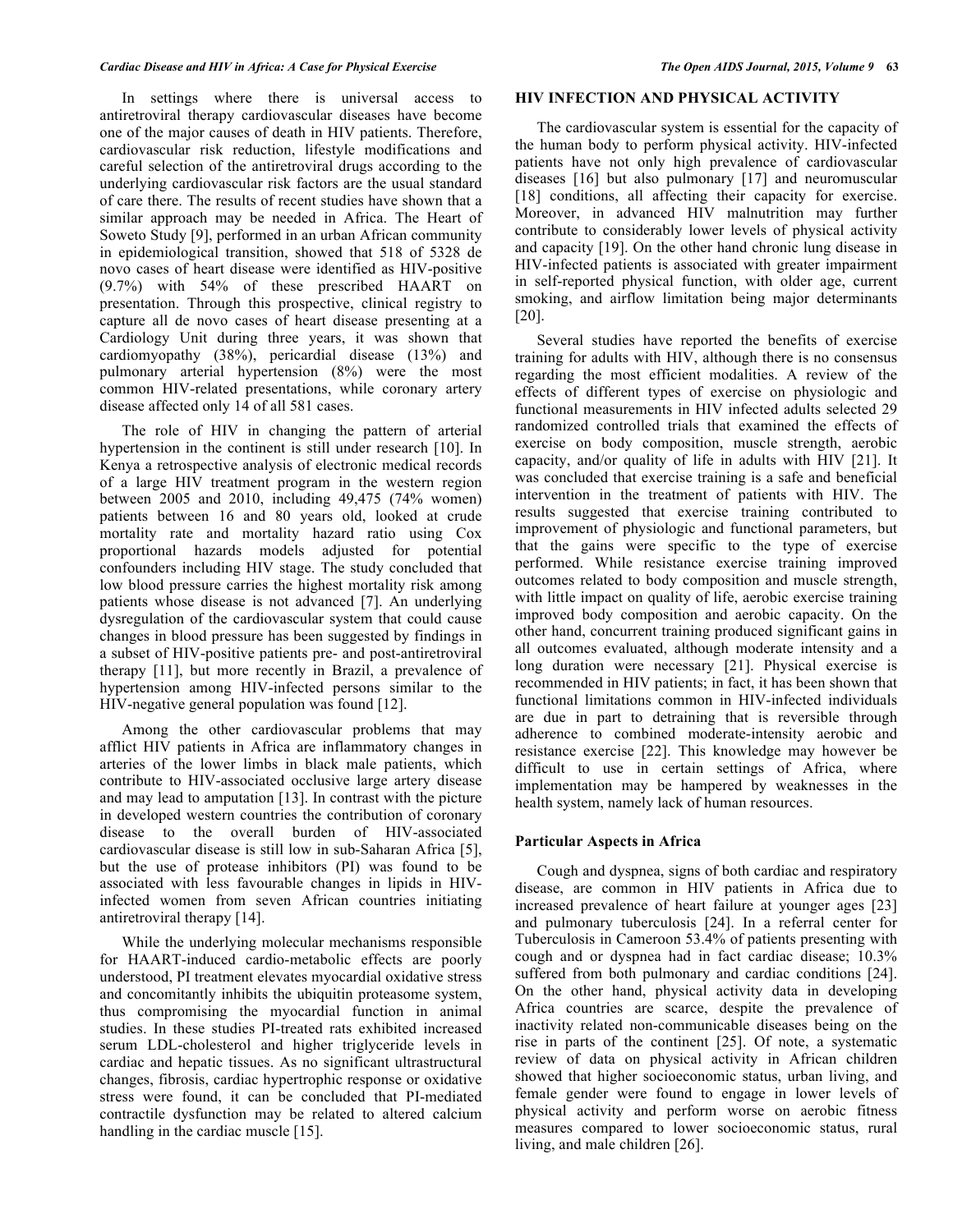In settings where there is universal access to antiretroviral therapy cardiovascular diseases have become one of the major causes of death in HIV patients. Therefore, cardiovascular risk reduction, lifestyle modifications and careful selection of the antiretroviral drugs according to the underlying cardiovascular risk factors are the usual standard of care there. The results of recent studies have shown that a similar approach may be needed in Africa. The Heart of Soweto Study [9], performed in an urban African community in epidemiological transition, showed that 518 of 5328 de novo cases of heart disease were identified as HIV-positive (9.7%) with 54% of these prescribed HAART on presentation. Through this prospective, clinical registry to capture all de novo cases of heart disease presenting at a Cardiology Unit during three years, it was shown that cardiomyopathy (38%), pericardial disease (13%) and pulmonary arterial hypertension (8%) were the most common HIV-related presentations, while coronary artery disease affected only 14 of all 581 cases.

The role of HIV in changing the pattern of arterial hypertension in the continent is still under research [10]. In Kenya a retrospective analysis of electronic medical records of a large HIV treatment program in the western region between 2005 and 2010, including 49,475 (74% women) patients between 16 and 80 years old, looked at crude mortality rate and mortality hazard ratio using Cox proportional hazards models adjusted for potential confounders including HIV stage. The study concluded that low blood pressure carries the highest mortality risk among patients whose disease is not advanced [7]. An underlying dysregulation of the cardiovascular system that could cause changes in blood pressure has been suggested by findings in a subset of HIV-positive patients pre- and post-antiretroviral therapy [11], but more recently in Brazil, a prevalence of hypertension among HIV-infected persons similar to the HIV-negative general population was found [12].

Among the other cardiovascular problems that may afflict HIV patients in Africa are inflammatory changes in arteries of the lower limbs in black male patients, which contribute to HIV-associated occlusive large artery disease and may lead to amputation [13]. In contrast with the picture in developed western countries the contribution of coronary disease to the overall burden of HIV-associated cardiovascular disease is still low in sub-Saharan Africa [5], but the use of protease inhibitors (PI) was found to be associated with less favourable changes in lipids in HIV-infected women from seven African countries initiating antiretroviral therapy [14].

While the underlying molecular mechanisms responsible for HAART-induced cardio-metabolic effects are poorly understood, PI treatment elevates myocardial oxidative stress and concomitantly inhibits the ubiquitin proteasome system, thus compromising the myocardial function in animal studies. In these studies PI-treated rats exhibited increased serum LDL-cholesterol and higher triglyceride levels in cardiac and hepatic tissues. As no significant ultrastructural changes, fibrosis, cardiac hypertrophic response or oxidative stress were found, it can be concluded that PI-mediated contractile dysfunction may be related to altered calcium handling in the cardiac muscle [15].

## HIV INFECTION AND PHYSICAL ACTIVITY

The cardiovascular system is essential for the capacity of the human body to perform physical activity. HIV-infected patients have not only high prevalence of cardiovascular diseases [16] but also pulmonary [17] and neuromuscular [18] conditions, all affecting their capacity for exercise. Moreover, in advanced HIV malnutrition may further contribute to considerably lower levels of physical activity and capacity [19]. On the other hand chronic lung disease in HIV-infected patients is associated with greater impairment in self-reported physical function, with older age, current smoking, and airflow limitation being major determinants [20].

Several studies have reported the benefits of exercise training for adults with HIV, although there is no consensus regarding the most efficient modalities. A review of the effects of different types of exercise on physiologic and functional measurements in HIV infected adults selected 29 randomized controlled trials that examined the effects of exercise on body composition, muscle strength, aerobic capacity, and/or quality of life in adults with HIV [21]. It was concluded that exercise training is a safe and beneficial intervention in the treatment of patients with HIV. The results suggested that exercise training contributed to improvement of physiologic and functional parameters, but that the gains were specific to the type of exercise performed. While resistance exercise training improved outcomes related to body composition and muscle strength, with little impact on quality of life, aerobic exercise training improved body composition and aerobic capacity. On the other hand, concurrent training produced significant gains in all outcomes evaluated, although moderate intensity and a long duration were necessary [21]. Physical exercise is recommended in HIV patients; in fact, it has been shown that functional limitations common in HIV-infected individuals are due in part to detraining that is reversible through adherence to combined moderate-intensity aerobic and resistance exercise [22]. This knowledge may however be difficult to use in certain settings of Africa, where implementation may be hampered by weaknesses in the health system, namely lack of human resources.

### Particular Aspects in Africa

Cough and dyspnea, signs of both cardiac and respiratory disease, are common in HIV patients in Africa due to increased prevalence of heart failure at younger ages [23] and pulmonary tuberculosis [24]. In a referral center for Tuberculosis in Cameroon 53.4% of patients presenting with cough and or dyspnea had in fact cardiac disease; 10.3% suffered from both pulmonary and cardiac conditions [24]. On the other hand, physical activity data in developing Africa countries are scarce, despite the prevalence of inactivity related non-communicable diseases being on the rise in parts of the continent [25]. Of note, a systematic review of data on physical activity in African children showed that higher socioeconomic status, urban living, and female gender were found to engage in lower levels of physical activity and perform worse on aerobic fitness measures compared to lower socioeconomic status, rural living, and male children [26].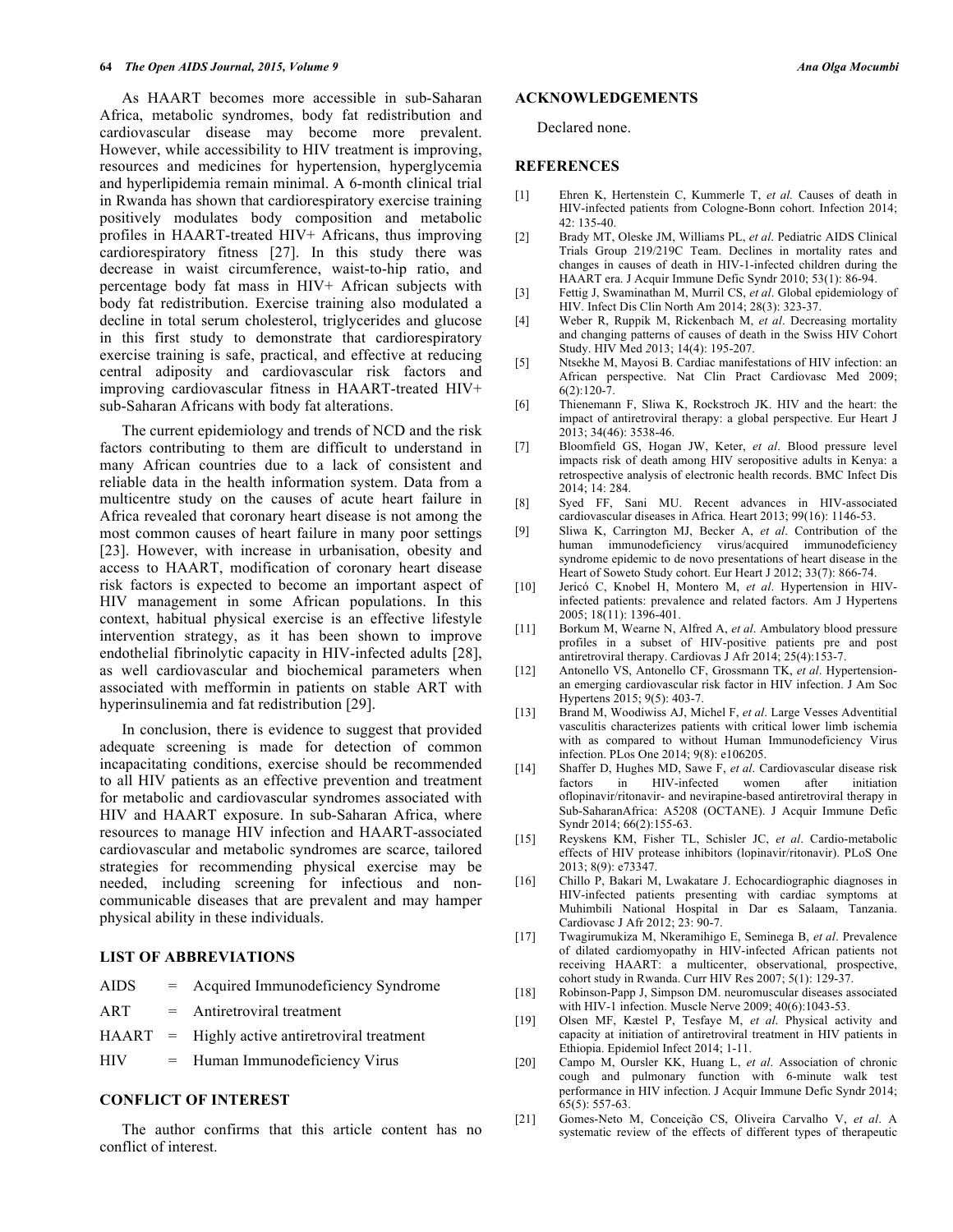As HAART becomes more accessible in sub-Saharan Africa, metabolic syndromes, body fat redistribution and cardiovascular disease may become more prevalent. However, while accessibility to HIV treatment is improving, resources and medicines for hypertension, hyperglycemia and hyperlipidemia remain minimal. A 6-month clinical trial in Rwanda has shown that cardiorespiratory exercise training positively modulates body composition and metabolic profiles in HAART-treated HIV+ Africans, thus improving cardiorespiratory fitness [27]. In this study there was decrease in waist circumference, waist-to-hip ratio, and percentage body fat mass in HIV+ African subjects with body fat redistribution. Exercise training also modulated a decline in total serum cholesterol, triglycerides and glucose in this first study to demonstrate that cardiorespiratory exercise training is safe, practical, and effective at reducing central adiposity and cardiovascular risk factors and improving cardiovascular fitness in HAART-treated HIV+ sub-Saharan Africans with body fat alterations.

The current epidemiology and trends of NCD and the risk factors contributing to them are difficult to understand in many African countries due to a lack of consistent and reliable data in the health information system. Data from a multicentre study on the causes of acute heart failure in Africa revealed that coronary heart disease is not among the most common causes of heart failure in many poor settings [23]. However, with increase in urbanisation, obesity and access to HAART, modification of coronary heart disease risk factors is expected to become an important aspect of HIV management in some African populations. In this context, habitual physical exercise is an effective lifestyle intervention strategy, as it has been shown to improve endothelial fibrinolytic capacity in HIV-infected adults [28], as well cardiovascular and biochemical parameters when associated with mefformin in patients on stable ART with hyperinsulinemia and fat redistribution [29].

In conclusion, there is evidence to suggest that provided adequate screening is made for detection of common incapacitating conditions, exercise should be recommended to all HIV patients as an effective prevention and treatment for metabolic and cardiovascular syndromes associated with HIV and HAART exposure. In sub-Saharan Africa, where resources to manage HIV infection and HAART-associated cardiovascular and metabolic syndromes are scarce, tailored strategies for recommending physical exercise may be needed, including screening for infectious and non-communicable diseases that are prevalent and may hamper physical ability in these individuals.

## LIST OF ABBREVIATIONS

| | | |
|---|---|---|
| AIDS | = | Acquired Immunodeficiency Syndrome |
| ART | = | Antiretroviral treatment |
| HAART | = | Highly active antiretroviral treatment |
| HIV | = | Human Immunodeficiency Virus |

## CONFLICT OF INTEREST

The author confirms that this article content has no conflict of interest.

## ACKNOWLEDGEMENTS

Declared none.

## REFERENCES

[1] Ehren K, Hertenstein C, Kummerle T, *et al.* Causes of death in HIV-infected patients from Cologne-Bonn cohort. Infection 2014; 42: 135-40.

[2] Brady MT, Oleske JM, Williams PL, *et al*. Pediatric AIDS Clinical Trials Group 219/219C Team. Declines in mortality rates and changes in causes of death in HIV-1-infected children during the HAART era. J Acquir Immune Defic Syndr 2010; 53(1): 86-94.

[3] Fettig J, Swaminathan M, Murril CS, *et al*. Global epidemiology of HIV. Infect Dis Clin North Am 2014; 28(3): 323-37.

[4] Weber R, Ruppik M, Rickenbach M, *et al*. Decreasing mortality and changing patterns of causes of death in the Swiss HIV Cohort Study. HIV Med 2013; 14(4): 195-207.

[5] Ntsekhe M, Mayosi B. Cardiac manifestations of HIV infection: an African perspective. Nat Clin Pract Cardiovasc Med 2009; 6(2):120-7.

[6] Thienemann F, Sliwa K, Rockstroch JK. HIV and the heart: the impact of antiretroviral therapy: a global perspective. Eur Heart J 2013; 34(46): 3538-46.

[7] Bloomfield GS, Hogan JW, Keter, *et al*. Blood pressure level impacts risk of death among HIV seropositive adults in Kenya: a retrospective analysis of electronic health records. BMC Infect Dis 2014; 14: 284.

[8] Syed FF, Sani MU. Recent advances in HIV-associated cardiovascular diseases in Africa. Heart 2013; 99(16): 1146-53.

[9] Sliwa K, Carrington MJ, Becker A, *et al*. Contribution of the human immunodeficiency virus/acquired immunodeficiency syndrome epidemic to de novo presentations of heart disease in the Heart of Soweto Study cohort. Eur Heart J 2012; 33(7): 866-74.

[10] Jericó C, Knobel H, Montero M, *et al*. Hypertension in HIV-infected patients: prevalence and related factors. Am J Hypertens 2005; 18(11): 1396-401.

[11] Borkum M, Wearne N, Alfred A, *et al*. Ambulatory blood pressure profiles in a subset of HIV-positive patients pre and post antiretroviral therapy. Cardiovas J Afr 2014; 25(4):153-7.

[12] Antonello VS, Antonello CF, Grossmann TK, *et al*. Hypertension-an emerging cardiovascular risk factor in HIV infection. J Am Soc Hypertens 2015; 9(5): 403-7.

[13] Brand M, Woodiwiss AJ, Michel F, *et al*. Large Vesses Adventitial vasculitis characterizes patients with critical lower limb ischemia with as compared to without Human Immunodeficiency Virus infection. PLos One 2014; 9(8): e106205.

[14] Shaffer D, Hughes MD, Sawe F, *et al*. Cardiovascular disease risk factors in HIV-infected women after initiation oflopinavir/ritonavir- and nevirapine-based antiretroviral therapy in Sub-SaharanAfrica: A5208 (OCTANE). J Acquir Immune Defic Syndr 2014; 66(2):155-63.

[15] Reyskens KM, Fisher TL, Schisler JC, *et al*. Cardio-metabolic effects of HIV protease inhibitors (lopinavir/ritonavir). PLoS One 2013; 8(9): e73347.

[16] Chillo P, Bakari M, Lwakatare J. Echocardiographic diagnoses in HIV-infected patients presenting with cardiac symptoms at Muhimbili National Hospital in Dar es Salaam, Tanzania. Cardiovasc J Afr 2012; 23: 90-7.

[17] Twagirumukiza M, Nkeramihigo E, Seminega B, *et al*. Prevalence of dilated cardiomyopathy in HIV-infected African patients not receiving HAART: a multicenter, observational, prospective, cohort study in Rwanda. Curr HIV Res 2007; 5(1): 129-37.

[18] Robinson-Papp J, Simpson DM. neuromuscular diseases associated with HIV-1 infection. Muscle Nerve 2009; 40(6):1043-53.

[19] Olsen MF, Kæstel P, Tesfaye M, *et al*. Physical activity and capacity at initiation of antiretroviral treatment in HIV patients in Ethiopia. Epidemiol Infect 2014; 1-11.

[20] Campo M, Oursler KK, Huang L, *et al*. Association of chronic cough and pulmonary function with 6-minute walk test performance in HIV infection. J Acquir Immune Defic Syndr 2014; 65(5): 557-63.

[21] Gomes-Neto M, Conceição CS, Oliveira Carvalho V, *et al*. A systematic review of the effects of different types of therapeutic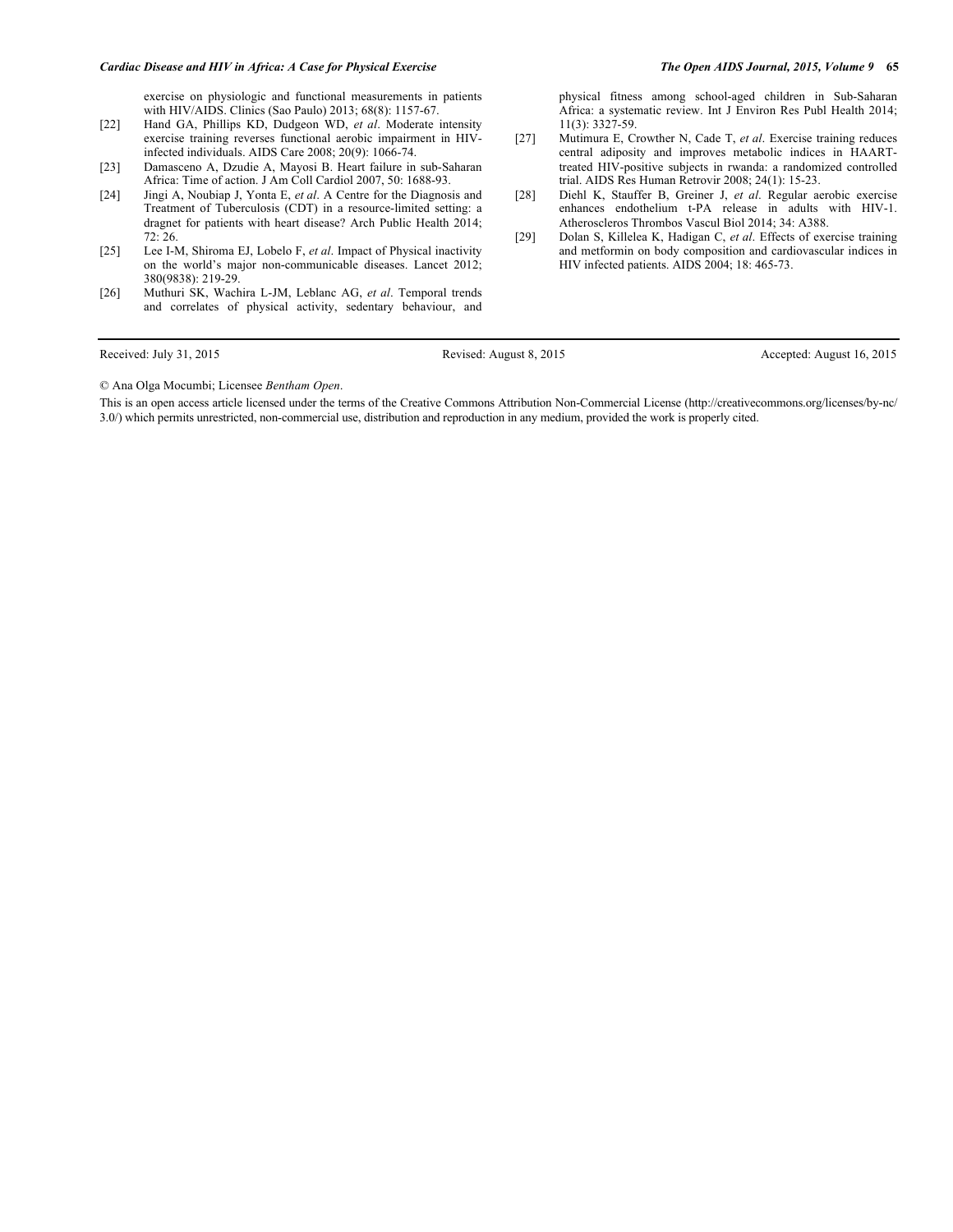exercise on physiologic and functional measurements in patients with HIV/AIDS. Clinics (Sao Paulo) 2013; 68(8): 1157-67.

[22] Hand GA, Phillips KD, Dudgeon WD, *et al*. Moderate intensity exercise training reverses functional aerobic impairment in HIV-infected individuals. AIDS Care 2008; 20(9): 1066-74.

[23] Damasceno A, Dzudie A, Mayosi B. Heart failure in sub-Saharan Africa: Time of action. J Am Coll Cardiol 2007, 50: 1688-93.

[24] Jingi A, Noubiap J, Yonta E, *et al*. A Centre for the Diagnosis and Treatment of Tuberculosis (CDT) in a resource-limited setting: a dragnet for patients with heart disease? Arch Public Health 2014; 72: 26.

[25] Lee I-M, Shiroma EJ, Lobelo F, *et al*. Impact of Physical inactivity on the world's major non-communicable diseases. Lancet 2012; 380(9838): 219-29.

[26] Muthuri SK, Wachira L-JM, Leblanc AG, *et al*. Temporal trends and correlates of physical activity, sedentary behaviour, and physical fitness among school-aged children in Sub-Saharan Africa: a systematic review. Int J Environ Res Publ Health 2014; 11(3): 3327-59.

[27] Mutimura E, Crowther N, Cade T, *et al*. Exercise training reduces central adiposity and improves metabolic indices in HAART-treated HIV-positive subjects in rwanda: a randomized controlled trial. AIDS Res Human Retrovir 2008; 24(1): 15-23.

[28] Diehl K, Stauffer B, Greiner J, *et al*. Regular aerobic exercise enhances endothelium t-PA release in adults with HIV-1. Atheroscleros Thrombos Vascul Biol 2014; 34: A388.

[29] Dolan S, Killelea K, Hadigan C, *et al*. Effects of exercise training and metformin on body composition and cardiovascular indices in HIV infected patients. AIDS 2004; 18: 465-73.

---

Received: July 31, 2015 Revised: August 8, 2015 Accepted: August 16, 2015

© Ana Olga Mocumbi; Licensee *Bentham Open*.

This is an open access article licensed under the terms of the Creative Commons Attribution Non-Commercial License (http://creativecommons.org/licenses/by-nc/3.0/) which permits unrestricted, non-commercial use, distribution and reproduction in any medium, provided the work is properly cited.